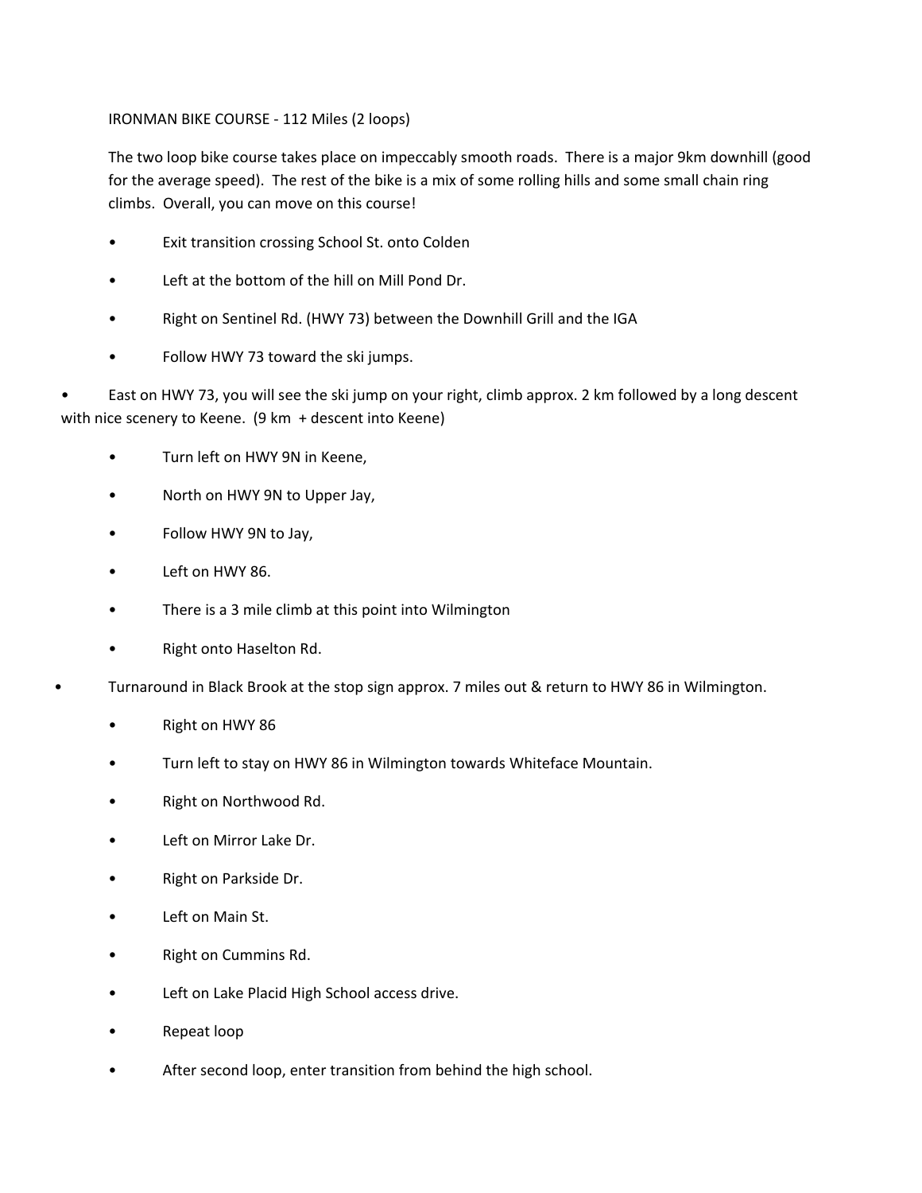# IRONMAN BIKE COURSE - 112 Miles (2 loops)

The two loop bike course takes place on impeccably smooth roads. There is a major 9km downhill (good for the average speed). The rest of the bike is a mix of some rolling hills and some small chain ring climbs. Overall, you can move on this course!

- Exit transition crossing School St. onto Colden
- Left at the bottom of the hill on Mill Pond Dr.
- Right on Sentinel Rd. (HWY 73) between the Downhill Grill and the IGA
- Follow HWY 73 toward the ski jumps.
- East on HWY 73, you will see the ski jump on your right, climb approx. 2 km followed by a long descent with nice scenery to Keene. (9 km + descent into Keene)
- Turn left on HWY 9N in Keene,
- North on HWY 9N to Upper Jay,
- Follow HWY 9N to Jay,
- Left on HWY 86.
- There is a 3 mile climb at this point into Wilmington
- Right onto Haselton Rd.
- Turnaround in Black Brook at the stop sign approx. 7 miles out & return to HWY 86 in Wilmington.
- Right on HWY 86
- Turn left to stay on HWY 86 in Wilmington towards Whiteface Mountain.
- Right on Northwood Rd.
- Left on Mirror Lake Dr.
- Right on Parkside Dr.
- Left on Main St.
- Right on Cummins Rd.
- Left on Lake Placid High School access drive.
- Repeat loop
- After second loop, enter transition from behind the high school.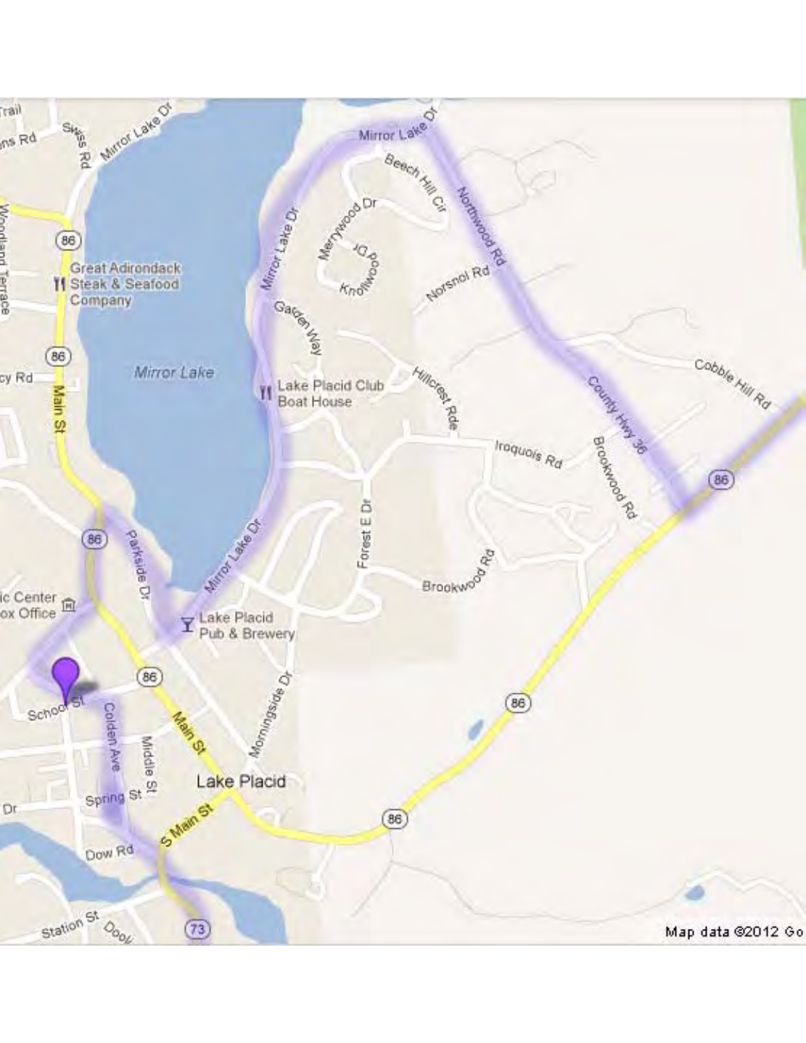Mirror Lake Dr

Swiss Rd

Mirror Lake Dr

Beech Hill Cir

Northwood Rd

Merrywood Dr

Knollwood Dr

Norsnol Rd

Mirror Lake Dr

86

Great Adirondack Steak & Seafood Company

Garden Way

86

Mirror Lake

Lake Placid Club Boat House

Hillcrest Rde

County Hwy 35

Cobble Hill Rd

Main St

Iroquois Rd

Brookwood Rd

86

86

Parkside Dr

Mirror Lake Dr

Forest E Dr

Brookwood Rd

Lake Placid Pub & Brewery

86

School St

Colden Ave

Middle St

Main St

Morningside Dr

86

Lake Placid

Spring St

S Main St

86

Dow Rd

Station St

73

Map data ©2012 Go